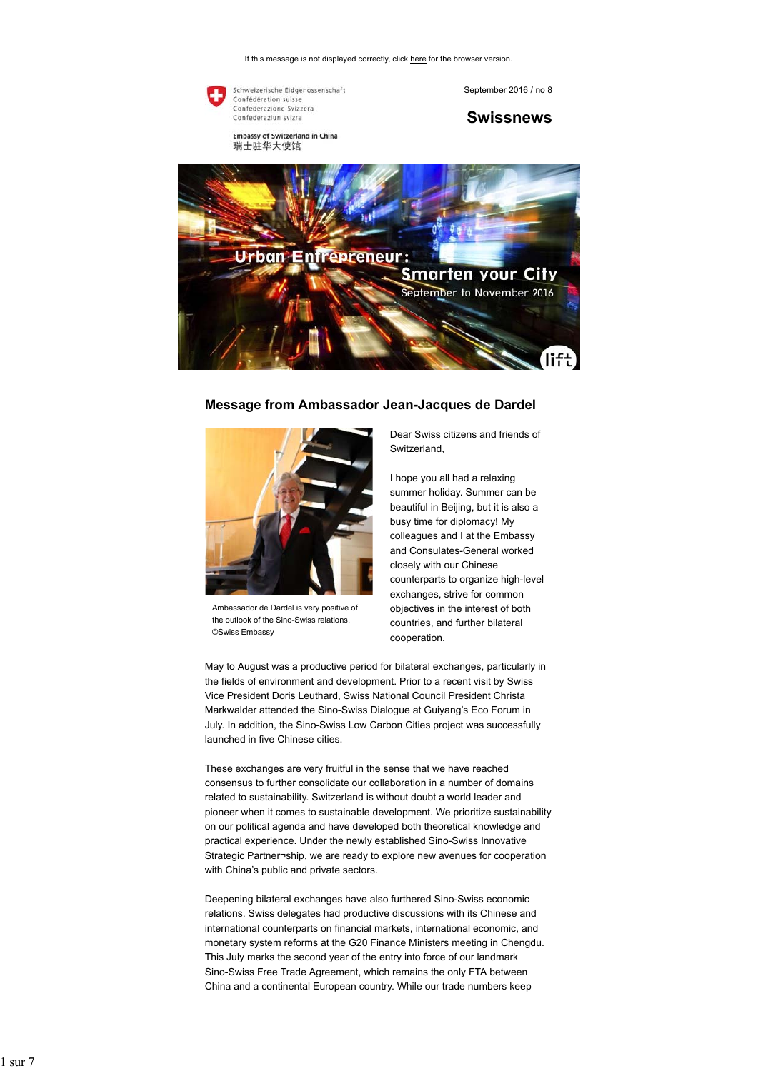If this message is not displayed correctly, click here for the browser version.

Schweizerische Eidgenossenschaft
Confédération suisse
Confederazione Svizzera
Confederaziun svizra

Embassy of Switzerland in China
瑞士驻华大使馆

September 2016 / no 8

# Swissnews

Urban Entrepreneur: Smarten your City
September to November 2016

## Message from Ambassador Jean-Jacques de Dardel

Ambassador de Dardel is very positive of the outlook of the Sino-Swiss relations. ©Swiss Embassy

Dear Swiss citizens and friends of Switzerland,

I hope you all had a relaxing summer holiday. Summer can be beautiful in Beijing, but it is also a busy time for diplomacy! My colleagues and I at the Embassy and Consulates-General worked closely with our Chinese counterparts to organize high-level exchanges, strive for common objectives in the interest of both countries, and further bilateral cooperation.

May to August was a productive period for bilateral exchanges, particularly in the fields of environment and development. Prior to a recent visit by Swiss Vice President Doris Leuthard, Swiss National Council President Christa Markwalder attended the Sino-Swiss Dialogue at Guiyang's Eco Forum in July. In addition, the Sino-Swiss Low Carbon Cities project was successfully launched in five Chinese cities.

These exchanges are very fruitful in the sense that we have reached consensus to further consolidate our collaboration in a number of domains related to sustainability. Switzerland is without doubt a world leader and pioneer when it comes to sustainable development. We prioritize sustainability on our political agenda and have developed both theoretical knowledge and practical experience. Under the newly established Sino-Swiss Innovative Strategic Partner¬ship, we are ready to explore new avenues for cooperation with China's public and private sectors.

Deepening bilateral exchanges have also furthered Sino-Swiss economic relations. Swiss delegates had productive discussions with its Chinese and international counterparts on financial markets, international economic, and monetary system reforms at the G20 Finance Ministers meeting in Chengdu. This July marks the second year of the entry into force of our landmark Sino-Swiss Free Trade Agreement, which remains the only FTA between China and a continental European country. While our trade numbers keep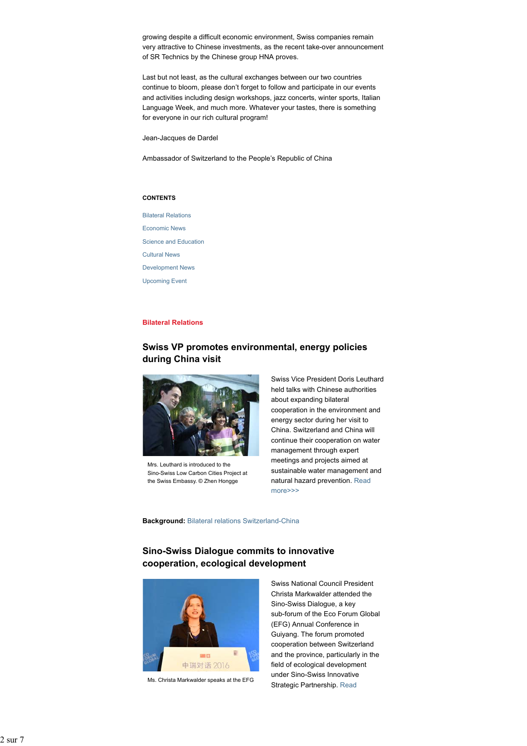growing despite a difficult economic environment, Swiss companies remain very attractive to Chinese investments, as the recent take-over announcement of SR Technics by the Chinese group HNA proves.

Last but not least, as the cultural exchanges between our two countries continue to bloom, please don't forget to follow and participate in our events and activities including design workshops, jazz concerts, winter sports, Italian Language Week, and much more. Whatever your tastes, there is something for everyone in our rich cultural program!

Jean-Jacques de Dardel

Ambassador of Switzerland to the People's Republic of China

**CONTENTS**

- Bilateral Relations
- Economic News
- Science and Education
- Cultural News
- Development News
- Upcoming Event

## Bilateral Relations

### Swiss VP promotes environmental, energy policies during China visit

Mrs. Leuthard is introduced to the Sino-Swiss Low Carbon Cities Project at the Swiss Embassy. © Zhen Hongge

Swiss Vice President Doris Leuthard held talks with Chinese authorities about expanding bilateral cooperation in the environment and energy sector during her visit to China. Switzerland and China will continue their cooperation on water management through expert meetings and projects aimed at sustainable water management and natural hazard prevention. Read more>>>

**Background:** Bilateral relations Switzerland-China

### Sino-Swiss Dialogue commits to innovative cooperation, ecological development

Ms. Christa Markwalder speaks at the EFG

Swiss National Council President Christa Markwalder attended the Sino-Swiss Dialogue, a key sub-forum of the Eco Forum Global (EFG) Annual Conference in Guiyang. The forum promoted cooperation between Switzerland and the province, particularly in the field of ecological development under Sino-Swiss Innovative Strategic Partnership. Read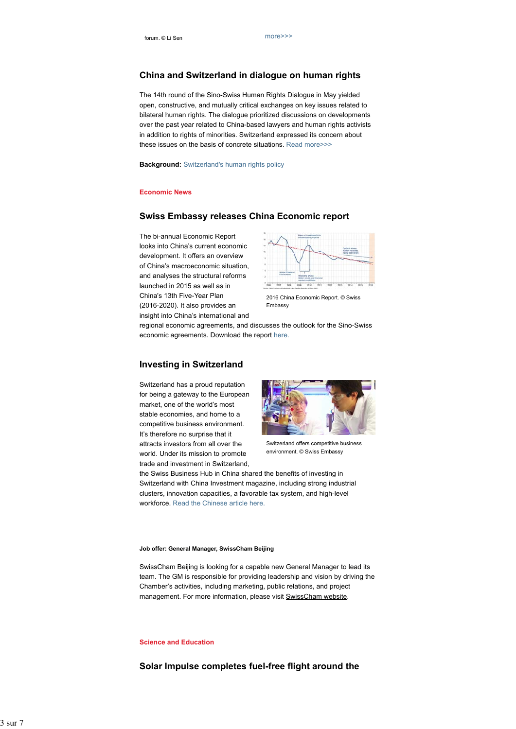forum. © Li Sen

more>>>

## China and Switzerland in dialogue on human rights

The 14th round of the Sino-Swiss Human Rights Dialogue in May yielded open, constructive, and mutually critical exchanges on key issues related to bilateral human rights. The dialogue prioritized discussions on developments over the past year related to China-based lawyers and human rights activists in addition to rights of minorities. Switzerland expressed its concern about these issues on the basis of concrete situations. Read more>>>

**Background:** Switzerland's human rights policy

**Economic News**

## Swiss Embassy releases China Economic report

The bi-annual Economic Report looks into China's current economic development. It offers an overview of China's macroeconomic situation, and analyses the structural reforms launched in 2015 as well as in China's 13th Five-Year Plan (2016-2020). It also provides an insight into China's international and regional economic agreements, and discusses the outlook for the Sino-Swiss economic agreements. Download the report here.

2016 China Economic Report. © Swiss Embassy

## Investing in Switzerland

Switzerland has a proud reputation for being a gateway to the European market, one of the world's most stable economies, and home to a competitive business environment. It's therefore no surprise that it attracts investors from all over the world. Under its mission to promote trade and investment in Switzerland, the Swiss Business Hub in China shared the benefits of investing in Switzerland with China Investment magazine, including strong industrial clusters, innovation capacities, a favorable tax system, and high-level workforce. Read the Chinese article here.

Switzerland offers competitive business environment. © Swiss Embassy

**Job offer: General Manager, SwissCham Beijing**

SwissCham Beijing is looking for a capable new General Manager to lead its team. The GM is responsible for providing leadership and vision by driving the Chamber's activities, including marketing, public relations, and project management. For more information, please visit SwissCham website.

**Science and Education**

## Solar Impulse completes fuel-free flight around the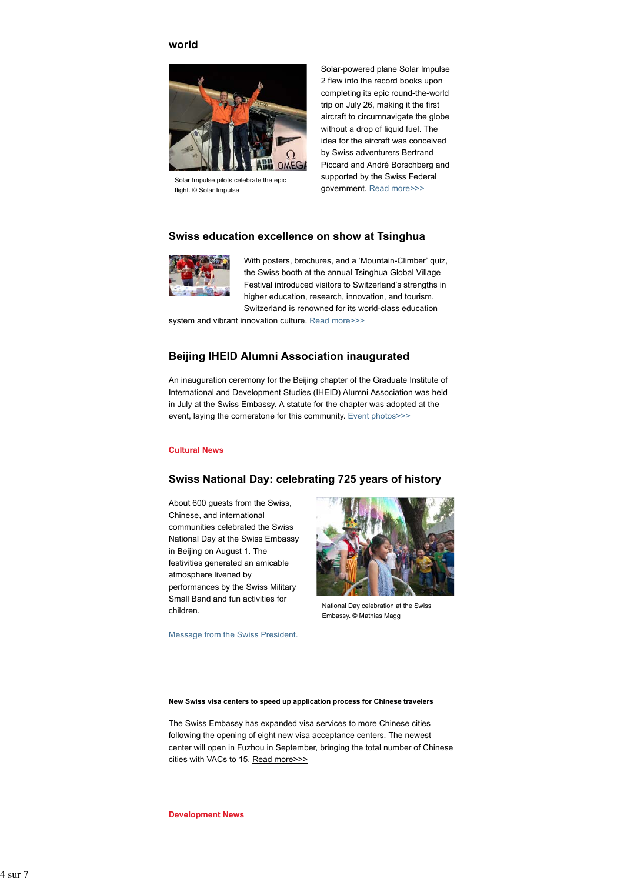world

Solar Impulse pilots celebrate the epic flight. © Solar Impulse

Solar-powered plane Solar Impulse 2 flew into the record books upon completing its epic round-the-world trip on July 26, making it the first aircraft to circumnavigate the globe without a drop of liquid fuel. The idea for the aircraft was conceived by Swiss adventurers Bertrand Piccard and André Borschberg and supported by the Swiss Federal government. Read more>>>

### Swiss education excellence on show at Tsinghua

With posters, brochures, and a 'Mountain-Climber' quiz, the Swiss booth at the annual Tsinghua Global Village Festival introduced visitors to Switzerland's strengths in higher education, research, innovation, and tourism. Switzerland is renowned for its world-class education system and vibrant innovation culture. Read more>>>

### Beijing IHEID Alumni Association inaugurated

An inauguration ceremony for the Beijing chapter of the Graduate Institute of International and Development Studies (IHEID) Alumni Association was held in July at the Swiss Embassy. A statute for the chapter was adopted at the event, laying the cornerstone for this community. Event photos>>>

**Cultural News**

### Swiss National Day: celebrating 725 years of history

About 600 guests from the Swiss, Chinese, and international communities celebrated the Swiss National Day at the Swiss Embassy in Beijing on August 1. The festivities generated an amicable atmosphere livened by performances by the Swiss Military Small Band and fun activities for children.

National Day celebration at the Swiss Embassy. © Mathias Magg

Message from the Swiss President.

**New Swiss visa centers to speed up application process for Chinese travelers**

The Swiss Embassy has expanded visa services to more Chinese cities following the opening of eight new visa acceptance centers. The newest center will open in Fuzhou in September, bringing the total number of Chinese cities with VACs to 15. Read more>>>

**Development News**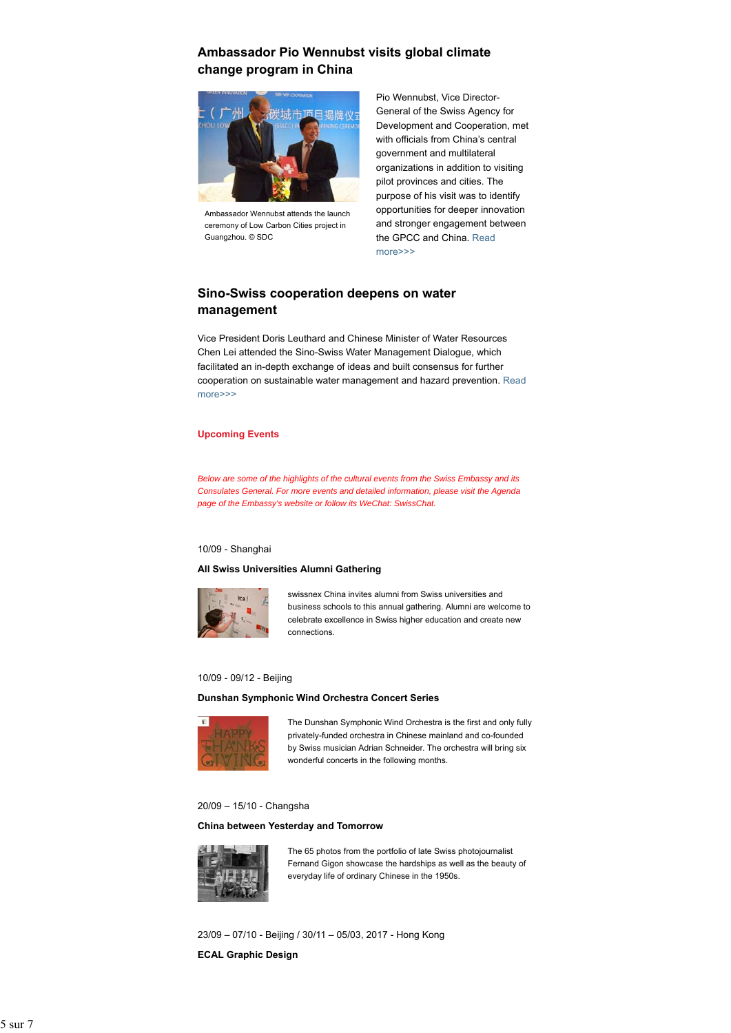## Ambassador Pio Wennubst visits global climate change program in China

Ambassador Wennubst attends the launch ceremony of Low Carbon Cities project in Guangzhou. © SDC

Pio Wennubst, Vice Director-General of the Swiss Agency for Development and Cooperation, met with officials from China's central government and multilateral organizations in addition to visiting pilot provinces and cities. The purpose of his visit was to identify opportunities for deeper innovation and stronger engagement between the GPCC and China. Read more>>>

## Sino-Swiss cooperation deepens on water management

Vice President Doris Leuthard and Chinese Minister of Water Resources Chen Lei attended the Sino-Swiss Water Management Dialogue, which facilitated an in-depth exchange of ideas and built consensus for further cooperation on sustainable water management and hazard prevention. Read more>>>

**Upcoming Events**

*Below are some of the highlights of the cultural events from the Swiss Embassy and its Consulates General. For more events and detailed information, please visit the Agenda page of the Embassy's website or follow its WeChat: SwissChat.*

10/09 - Shanghai

**All Swiss Universities Alumni Gathering**

swissnex China invites alumni from Swiss universities and business schools to this annual gathering. Alumni are welcome to celebrate excellence in Swiss higher education and create new connections.

10/09 - 09/12 - Beijing

**Dunshan Symphonic Wind Orchestra Concert Series**

The Dunshan Symphonic Wind Orchestra is the first and only fully privately-funded orchestra in Chinese mainland and co-founded by Swiss musician Adrian Schneider. The orchestra will bring six wonderful concerts in the following months.

20/09 – 15/10 - Changsha

**China between Yesterday and Tomorrow**

The 65 photos from the portfolio of late Swiss photojournalist Fernand Gigon showcase the hardships as well as the beauty of everyday life of ordinary Chinese in the 1950s.

23/09 – 07/10 - Beijing / 30/11 – 05/03, 2017 - Hong Kong

**ECAL Graphic Design**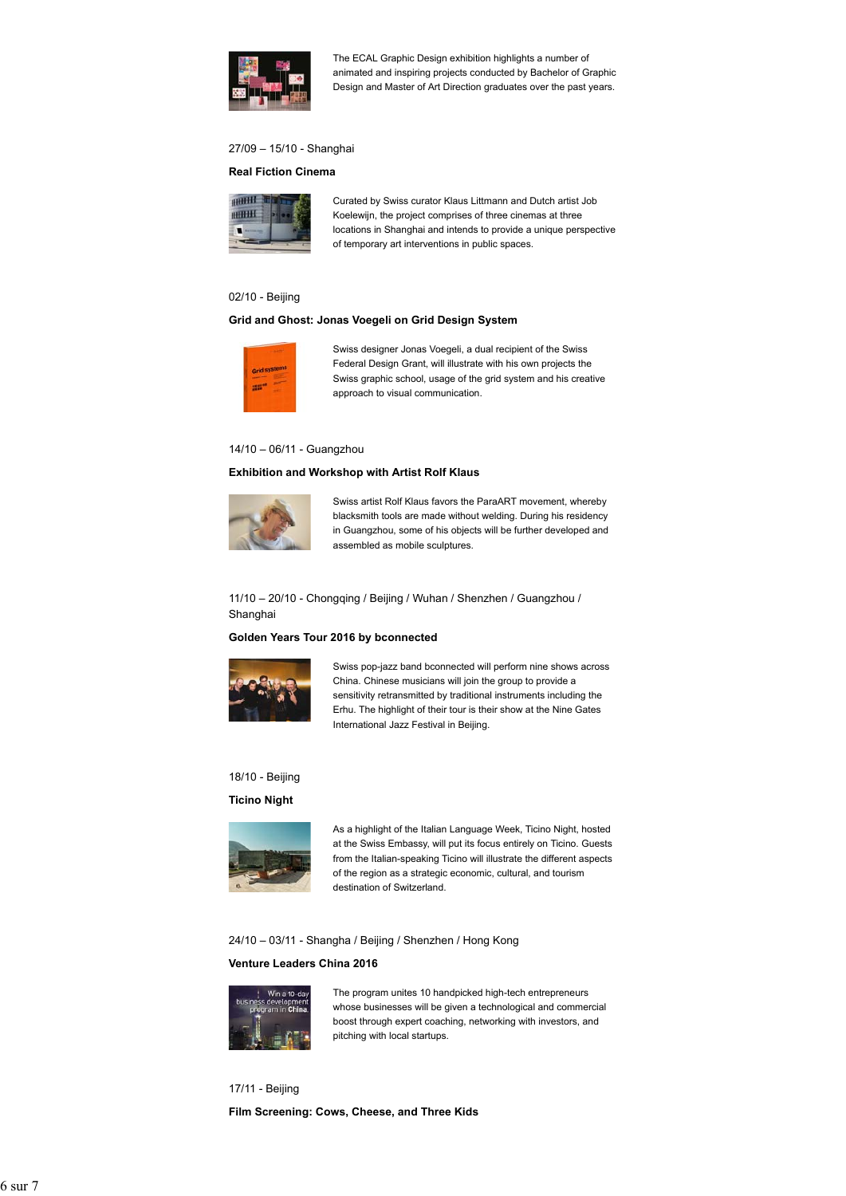The ECAL Graphic Design exhibition highlights a number of animated and inspiring projects conducted by Bachelor of Graphic Design and Master of Art Direction graduates over the past years.

27/09 – 15/10 - Shanghai

**Real Fiction Cinema**

Curated by Swiss curator Klaus Littmann and Dutch artist Job Koelewijn, the project comprises of three cinemas at three locations in Shanghai and intends to provide a unique perspective of temporary art interventions in public spaces.

02/10 - Beijing

**Grid and Ghost: Jonas Voegeli on Grid Design System**

Swiss designer Jonas Voegeli, a dual recipient of the Swiss Federal Design Grant, will illustrate with his own projects the Swiss graphic school, usage of the grid system and his creative approach to visual communication.

14/10 – 06/11 - Guangzhou

**Exhibition and Workshop with Artist Rolf Klaus**

Swiss artist Rolf Klaus favors the ParaART movement, whereby blacksmith tools are made without welding. During his residency in Guangzhou, some of his objects will be further developed and assembled as mobile sculptures.

11/10 – 20/10 - Chongqing / Beijing / Wuhan / Shenzhen / Guangzhou / Shanghai

**Golden Years Tour 2016 by bconnected**

Swiss pop-jazz band bconnected will perform nine shows across China. Chinese musicians will join the group to provide a sensitivity retransmitted by traditional instruments including the Erhu. The highlight of their tour is their show at the Nine Gates International Jazz Festival in Beijing.

18/10 - Beijing

**Ticino Night**

As a highlight of the Italian Language Week, Ticino Night, hosted at the Swiss Embassy, will put its focus entirely on Ticino. Guests from the Italian-speaking Ticino will illustrate the different aspects of the region as a strategic economic, cultural, and tourism destination of Switzerland.

24/10 – 03/11 - Shangha / Beijing / Shenzhen / Hong Kong

**Venture Leaders China 2016**

The program unites 10 handpicked high-tech entrepreneurs whose businesses will be given a technological and commercial boost through expert coaching, networking with investors, and pitching with local startups.

17/11 - Beijing

**Film Screening: Cows, Cheese, and Three Kids**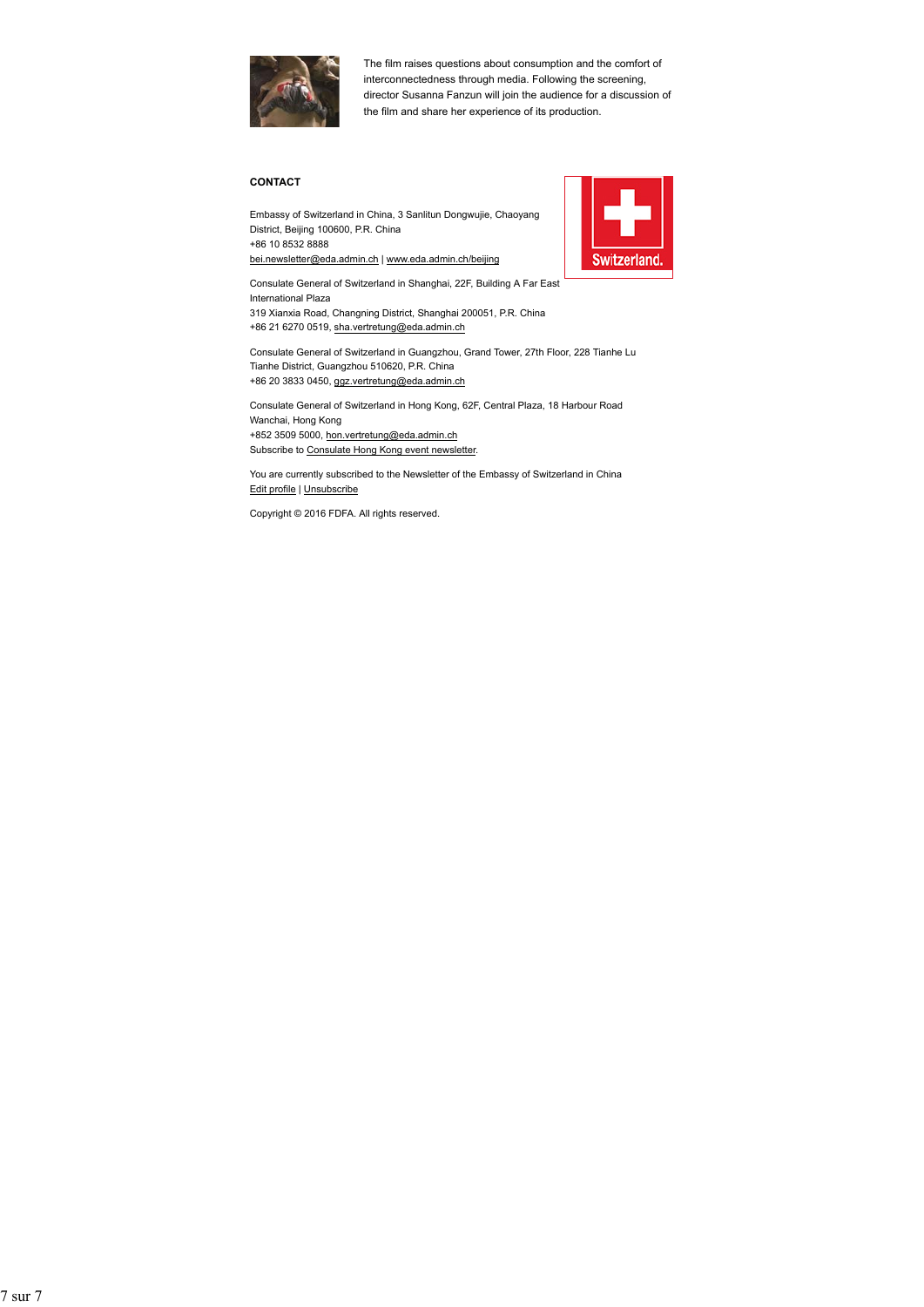The film raises questions about consumption and the comfort of interconnectedness through media. Following the screening, director Susanna Fanzun will join the audience for a discussion of the film and share her experience of its production.

**CONTACT**

Embassy of Switzerland in China, 3 Sanlitun Dongwujie, Chaoyang District, Beijing 100600, P.R. China
+86 10 8532 8888
bei.newsletter@eda.admin.ch | www.eda.admin.ch/beijing

Consulate General of Switzerland in Shanghai, 22F, Building A Far East International Plaza
319 Xianxia Road, Changning District, Shanghai 200051, P.R. China
+86 21 6270 0519, sha.vertretung@eda.admin.ch

Consulate General of Switzerland in Guangzhou, Grand Tower, 27th Floor, 228 Tianhe Lu
Tianhe District, Guangzhou 510620, P.R. China
+86 20 3833 0450, ggz.vertretung@eda.admin.ch

Consulate General of Switzerland in Hong Kong, 62F, Central Plaza, 18 Harbour Road
Wanchai, Hong Kong
+852 3509 5000, hon.vertretung@eda.admin.ch
Subscribe to Consulate Hong Kong event newsletter.

You are currently subscribed to the Newsletter of the Embassy of Switzerland in China
Edit profile | Unsubscribe

Copyright © 2016 FDFA. All rights reserved.